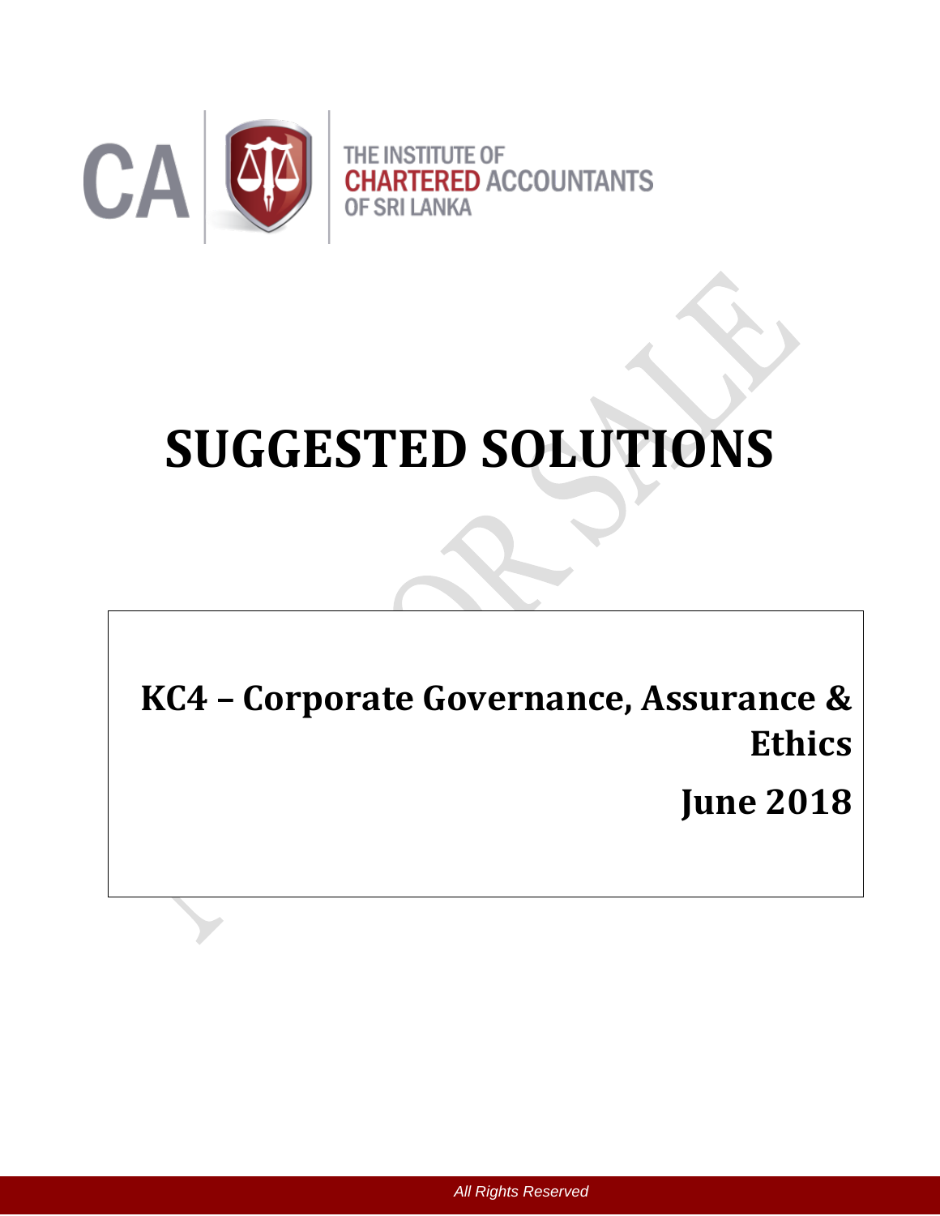THE INSTITUTE OF CHARTERED ACCOUNTANTS OF SRI LANKA

# SUGGESTED SOLUTIONS

## KC4 – Corporate Governance, Assurance & Ethics

## June 2018

*All Rights Reserved*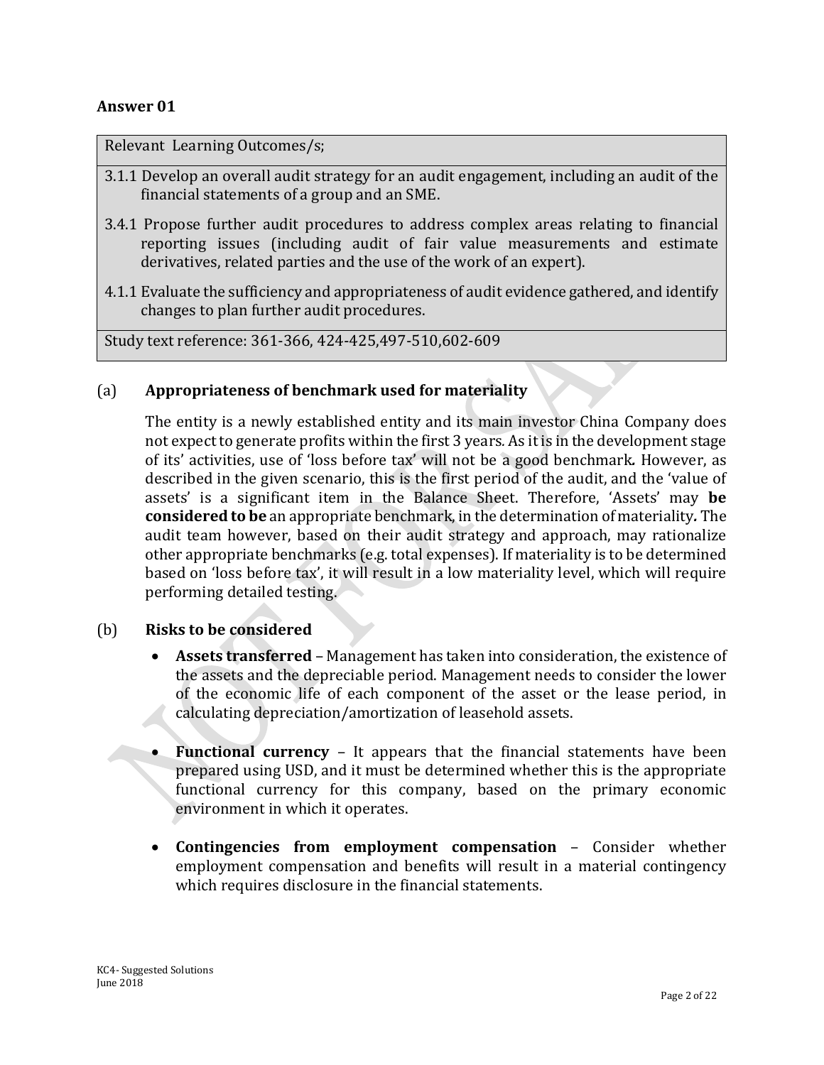## Answer 01

| Relevant Learning Outcomes/s; |
|---|
| 3.1.1 Develop an overall audit strategy for an audit engagement, including an audit of the financial statements of a group and an SME. |
| 3.4.1 Propose further audit procedures to address complex areas relating to financial reporting issues (including audit of fair value measurements and estimate derivatives, related parties and the use of the work of an expert). |
| 4.1.1 Evaluate the sufficiency and appropriateness of audit evidence gathered, and identify changes to plan further audit procedures. |
| Study text reference: 361-366, 424-425,497-510,602-609 |

(a) **Appropriateness of benchmark used for materiality**

The entity is a newly established entity and its main investor China Company does not expect to generate profits within the first 3 years. As it is in the development stage of its' activities, use of 'loss before tax' will not be a good benchmark**.** However, as described in the given scenario, this is the first period of the audit, and the 'value of assets' is a significant item in the Balance Sheet. Therefore, 'Assets' may **be considered to be** an appropriate benchmark, in the determination of materiality**.** The audit team however, based on their audit strategy and approach, may rationalize other appropriate benchmarks (e.g. total expenses). If materiality is to be determined based on 'loss before tax', it will result in a low materiality level, which will require performing detailed testing.

(b) **Risks to be considered**

- **Assets transferred** – Management has taken into consideration, the existence of the assets and the depreciable period. Management needs to consider the lower of the economic life of each component of the asset or the lease period, in calculating depreciation/amortization of leasehold assets.
- **Functional currency** – It appears that the financial statements have been prepared using USD, and it must be determined whether this is the appropriate functional currency for this company, based on the primary economic environment in which it operates.
- **Contingencies from employment compensation** – Consider whether employment compensation and benefits will result in a material contingency which requires disclosure in the financial statements.

KC4- Suggested Solutions
June 2018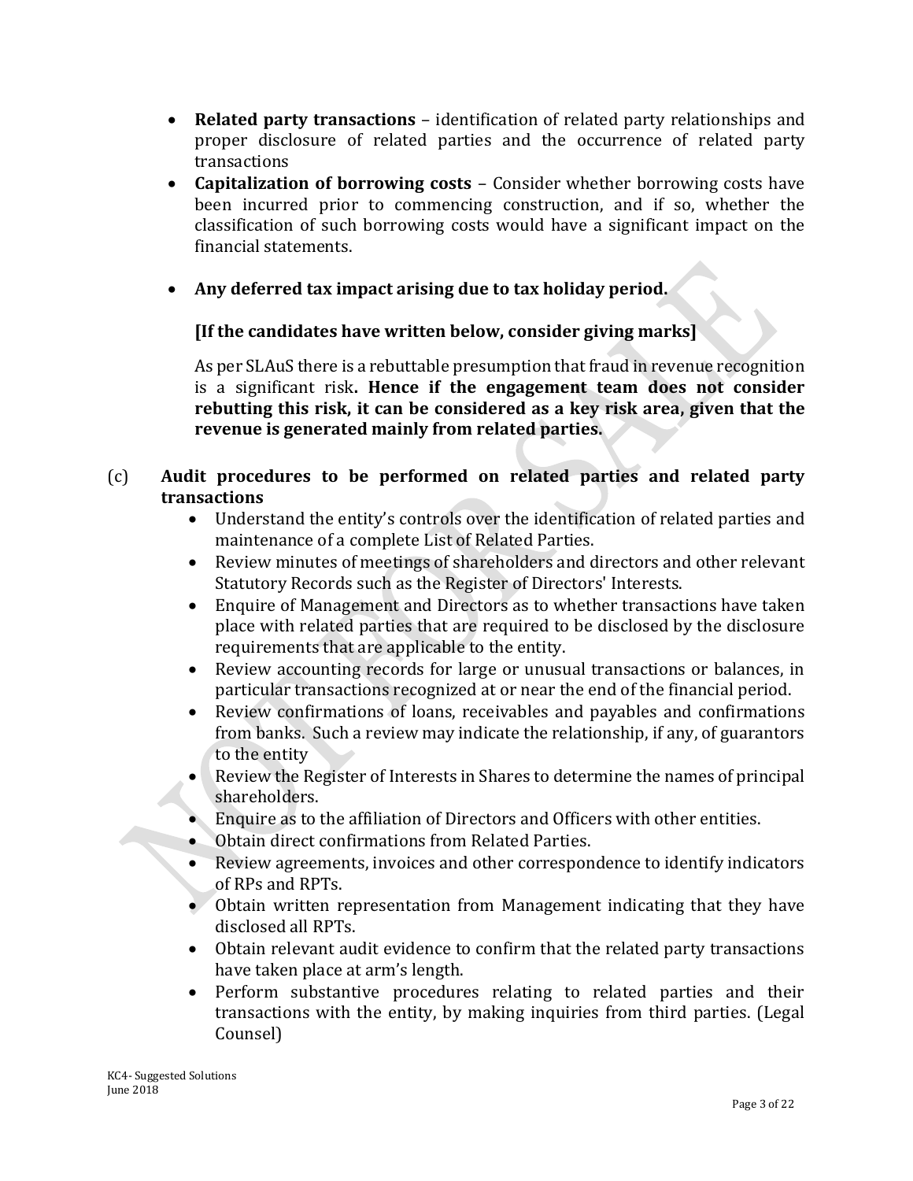- **Related party transactions** – identification of related party relationships and proper disclosure of related parties and the occurrence of related party transactions
- **Capitalization of borrowing costs** – Consider whether borrowing costs have been incurred prior to commencing construction, and if so, whether the classification of such borrowing costs would have a significant impact on the financial statements.

- **Any deferred tax impact arising due to tax holiday period.**

  **[If the candidates have written below, consider giving marks]**

  As per SLAuS there is a rebuttable presumption that fraud in revenue recognition is a significant risk**. Hence if the engagement team does not consider rebutting this risk, it can be considered as a key risk area, given that the revenue is generated mainly from related parties.**

(c) **Audit procedures to be performed on related parties and related party transactions**

- Understand the entity's controls over the identification of related parties and maintenance of a complete List of Related Parties.
- Review minutes of meetings of shareholders and directors and other relevant Statutory Records such as the Register of Directors' Interests.
- Enquire of Management and Directors as to whether transactions have taken place with related parties that are required to be disclosed by the disclosure requirements that are applicable to the entity.
- Review accounting records for large or unusual transactions or balances, in particular transactions recognized at or near the end of the financial period.
- Review confirmations of loans, receivables and payables and confirmations from banks. Such a review may indicate the relationship, if any, of guarantors to the entity
- Review the Register of Interests in Shares to determine the names of principal shareholders.
- Enquire as to the affiliation of Directors and Officers with other entities.
- Obtain direct confirmations from Related Parties.
- Review agreements, invoices and other correspondence to identify indicators of RPs and RPTs.
- Obtain written representation from Management indicating that they have disclosed all RPTs.
- Obtain relevant audit evidence to confirm that the related party transactions have taken place at arm's length.
- Perform substantive procedures relating to related parties and their transactions with the entity, by making inquiries from third parties. (Legal Counsel)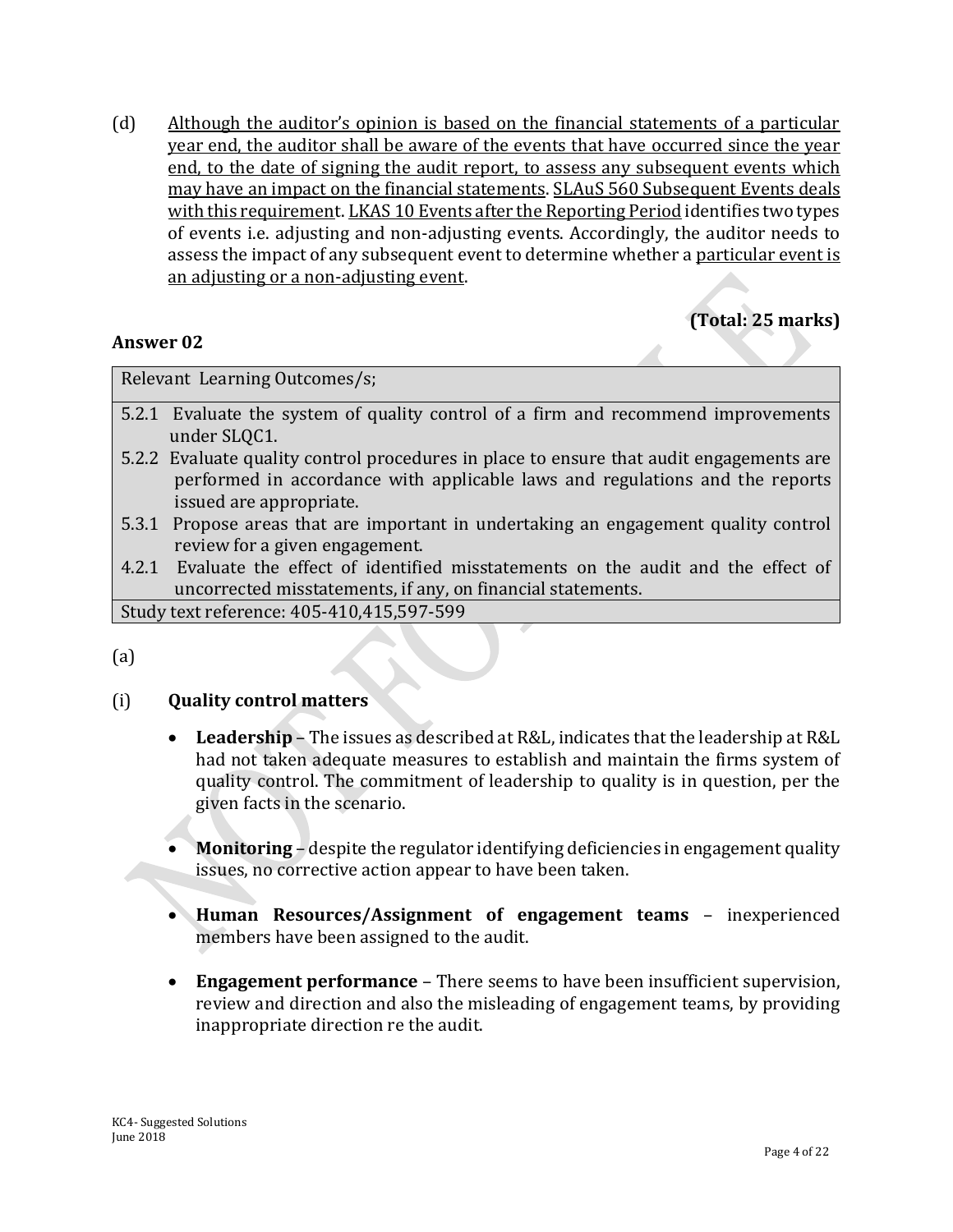(d) Although the auditor's opinion is based on the financial statements of a particular year end, the auditor shall be aware of the events that have occurred since the year end, to the date of signing the audit report, to assess any subsequent events which may have an impact on the financial statements. SLAuS 560 Subsequent Events deals with this requirement. LKAS 10 Events after the Reporting Period identifies two types of events i.e. adjusting and non-adjusting events. Accordingly, the auditor needs to assess the impact of any subsequent event to determine whether a particular event is an adjusting or a non-adjusting event.

**(Total: 25 marks)**

## Answer 02

| Relevant Learning Outcomes/s; |
|---|
| 5.2.1 Evaluate the system of quality control of a firm and recommend improvements under SLQC1.<br>5.2.2 Evaluate quality control procedures in place to ensure that audit engagements are performed in accordance with applicable laws and regulations and the reports issued are appropriate.<br>5.3.1 Propose areas that are important in undertaking an engagement quality control review for a given engagement.<br>4.2.1 Evaluate the effect of identified misstatements on the audit and the effect of uncorrected misstatements, if any, on financial statements. |
| Study text reference: 405-410,415,597-599 |

(a)

(i) **Quality control matters**

- **Leadership** – The issues as described at R&L, indicates that the leadership at R&L had not taken adequate measures to establish and maintain the firms system of quality control. The commitment of leadership to quality is in question, per the given facts in the scenario.

- **Monitoring** – despite the regulator identifying deficiencies in engagement quality issues, no corrective action appear to have been taken.

- **Human Resources/Assignment of engagement teams** – inexperienced members have been assigned to the audit.

- **Engagement performance** – There seems to have been insufficient supervision, review and direction and also the misleading of engagement teams, by providing inappropriate direction re the audit.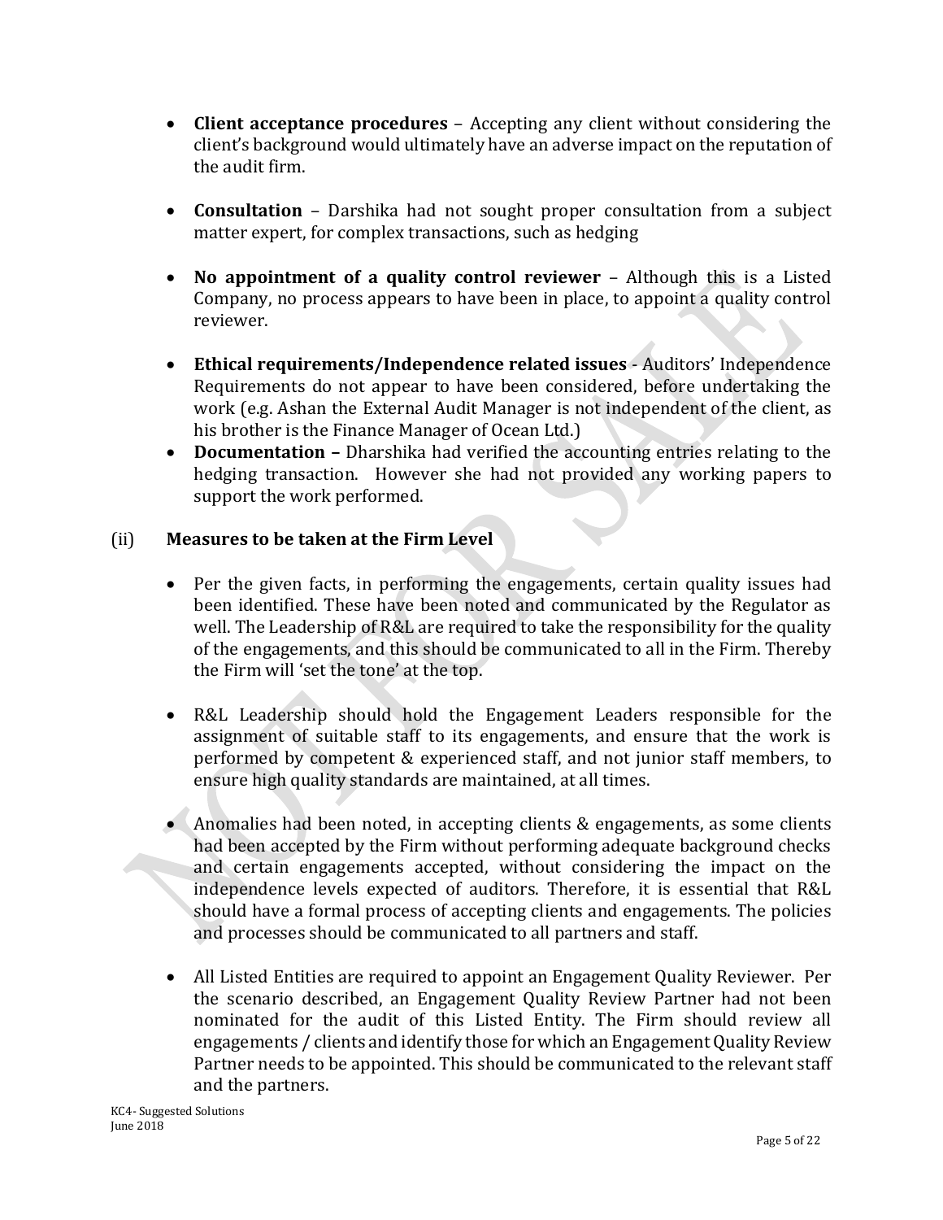- **Client acceptance procedures** – Accepting any client without considering the client's background would ultimately have an adverse impact on the reputation of the audit firm.

- **Consultation** – Darshika had not sought proper consultation from a subject matter expert, for complex transactions, such as hedging

- **No appointment of a quality control reviewer** – Although this is a Listed Company, no process appears to have been in place, to appoint a quality control reviewer.

- **Ethical requirements/Independence related issues** - Auditors' Independence Requirements do not appear to have been considered, before undertaking the work (e.g. Ashan the External Audit Manager is not independent of the client, as his brother is the Finance Manager of Ocean Ltd.)
- **Documentation –** Dharshika had verified the accounting entries relating to the hedging transaction. However she had not provided any working papers to support the work performed.

(ii) **Measures to be taken at the Firm Level**

- Per the given facts, in performing the engagements, certain quality issues had been identified. These have been noted and communicated by the Regulator as well. The Leadership of R&L are required to take the responsibility for the quality of the engagements, and this should be communicated to all in the Firm. Thereby the Firm will 'set the tone' at the top.

- R&L Leadership should hold the Engagement Leaders responsible for the assignment of suitable staff to its engagements, and ensure that the work is performed by competent & experienced staff, and not junior staff members, to ensure high quality standards are maintained, at all times.

- Anomalies had been noted, in accepting clients & engagements, as some clients had been accepted by the Firm without performing adequate background checks and certain engagements accepted, without considering the impact on the independence levels expected of auditors. Therefore, it is essential that R&L should have a formal process of accepting clients and engagements. The policies and processes should be communicated to all partners and staff.

- All Listed Entities are required to appoint an Engagement Quality Reviewer. Per the scenario described, an Engagement Quality Review Partner had not been nominated for the audit of this Listed Entity. The Firm should review all engagements / clients and identify those for which an Engagement Quality Review Partner needs to be appointed. This should be communicated to the relevant staff and the partners.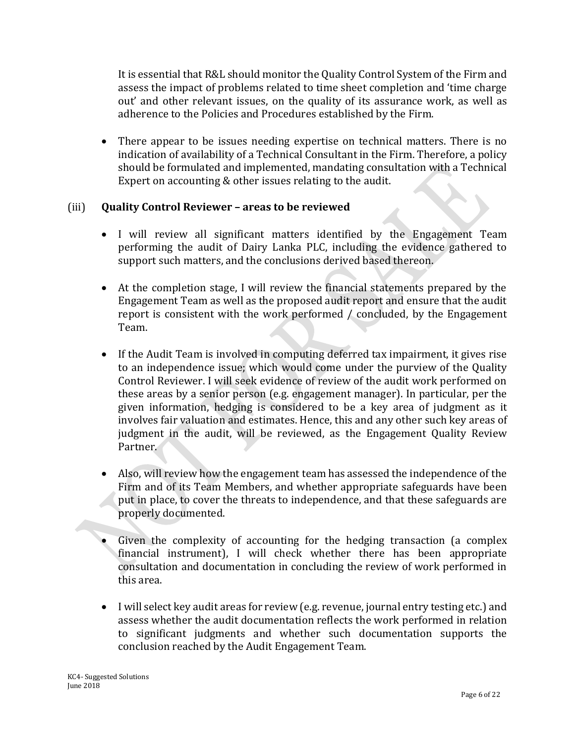It is essential that R&L should monitor the Quality Control System of the Firm and assess the impact of problems related to time sheet completion and 'time charge out' and other relevant issues, on the quality of its assurance work, as well as adherence to the Policies and Procedures established by the Firm.

- There appear to be issues needing expertise on technical matters. There is no indication of availability of a Technical Consultant in the Firm. Therefore, a policy should be formulated and implemented, mandating consultation with a Technical Expert on accounting & other issues relating to the audit.

(iii) **Quality Control Reviewer – areas to be reviewed**

- I will review all significant matters identified by the Engagement Team performing the audit of Dairy Lanka PLC, including the evidence gathered to support such matters, and the conclusions derived based thereon.

- At the completion stage, I will review the financial statements prepared by the Engagement Team as well as the proposed audit report and ensure that the audit report is consistent with the work performed / concluded, by the Engagement Team.

- If the Audit Team is involved in computing deferred tax impairment, it gives rise to an independence issue; which would come under the purview of the Quality Control Reviewer. I will seek evidence of review of the audit work performed on these areas by a senior person (e.g. engagement manager). In particular, per the given information, hedging is considered to be a key area of judgment as it involves fair valuation and estimates. Hence, this and any other such key areas of judgment in the audit, will be reviewed, as the Engagement Quality Review Partner.

- Also, will review how the engagement team has assessed the independence of the Firm and of its Team Members, and whether appropriate safeguards have been put in place, to cover the threats to independence, and that these safeguards are properly documented.

- Given the complexity of accounting for the hedging transaction (a complex financial instrument), I will check whether there has been appropriate consultation and documentation in concluding the review of work performed in this area.

- I will select key audit areas for review (e.g. revenue, journal entry testing etc.) and assess whether the audit documentation reflects the work performed in relation to significant judgments and whether such documentation supports the conclusion reached by the Audit Engagement Team.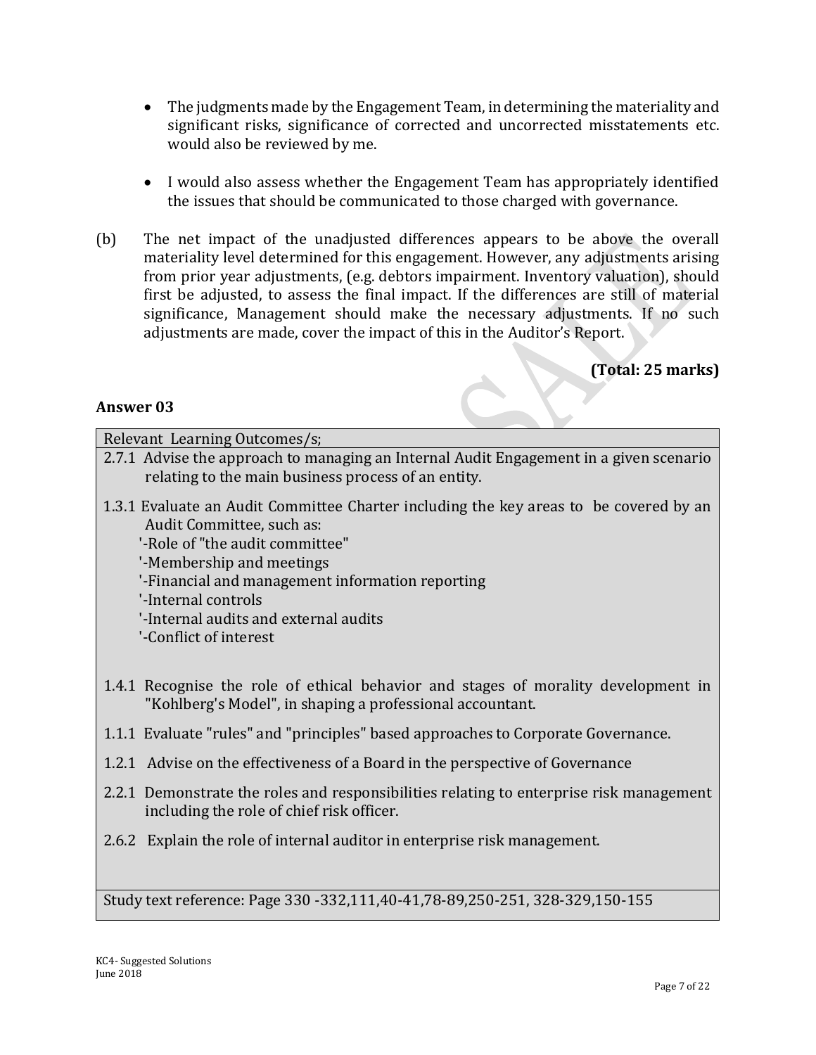- The judgments made by the Engagement Team, in determining the materiality and significant risks, significance of corrected and uncorrected misstatements etc. would also be reviewed by me.

- I would also assess whether the Engagement Team has appropriately identified the issues that should be communicated to those charged with governance.

(b) The net impact of the unadjusted differences appears to be above the overall materiality level determined for this engagement. However, any adjustments arising from prior year adjustments, (e.g. debtors impairment. Inventory valuation), should first be adjusted, to assess the final impact. If the differences are still of material significance, Management should make the necessary adjustments. If no such adjustments are made, cover the impact of this in the Auditor's Report.

**(Total: 25 marks)**

### Answer 03

| Relevant Learning Outcomes/s; |
|---|
| 2.7.1 Advise the approach to managing an Internal Audit Engagement in a given scenario relating to the main business process of an entity.<br><br>1.3.1 Evaluate an Audit Committee Charter including the key areas to be covered by an Audit Committee, such as:<br>'-Role of "the audit committee"<br>'-Membership and meetings<br>'-Financial and management information reporting<br>'-Internal controls<br>'-Internal audits and external audits<br>'-Conflict of interest<br><br>1.4.1 Recognise the role of ethical behavior and stages of morality development in "Kohlberg's Model", in shaping a professional accountant.<br><br>1.1.1 Evaluate "rules" and "principles" based approaches to Corporate Governance.<br><br>1.2.1 Advise on the effectiveness of a Board in the perspective of Governance<br><br>2.2.1 Demonstrate the roles and responsibilities relating to enterprise risk management including the role of chief risk officer.<br><br>2.6.2 Explain the role of internal auditor in enterprise risk management. |
| Study text reference: Page 330 -332,111,40-41,78-89,250-251, 328-329,150-155 |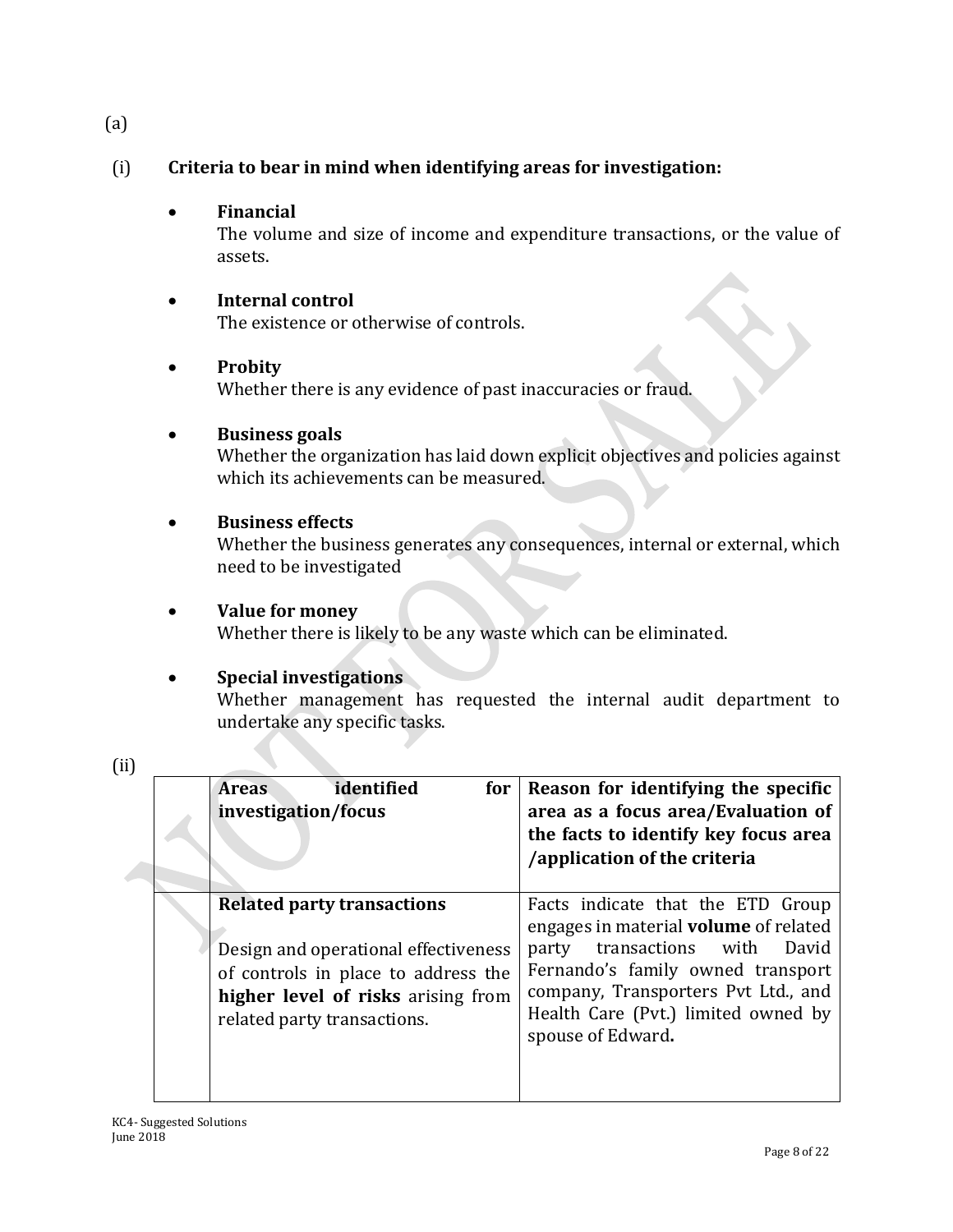(a)

(i) **Criteria to bear in mind when identifying areas for investigation:**

- **Financial**
  The volume and size of income and expenditure transactions, or the value of assets.

- **Internal control**
  The existence or otherwise of controls.

- **Probity**
  Whether there is any evidence of past inaccuracies or fraud.

- **Business goals**
  Whether the organization has laid down explicit objectives and policies against which its achievements can be measured.

- **Business effects**
  Whether the business generates any consequences, internal or external, which need to be investigated

- **Value for money**
  Whether there is likely to be any waste which can be eliminated.

- **Special investigations**
  Whether management has requested the internal audit department to undertake any specific tasks.

(ii)

| | **Areas identified for investigation/focus** | **Reason for identifying the specific area as a focus area/Evaluation of the facts to identify key focus area /application of the criteria** |
|---|---|---|
| | **Related party transactions**<br><br>Design and operational effectiveness of controls in place to address the **higher level of risks** arising from related party transactions. | Facts indicate that the ETD Group engages in material **volume** of related party transactions with David Fernando's family owned transport company, Transporters Pvt Ltd., and Health Care (Pvt.) limited owned by spouse of Edward**.** |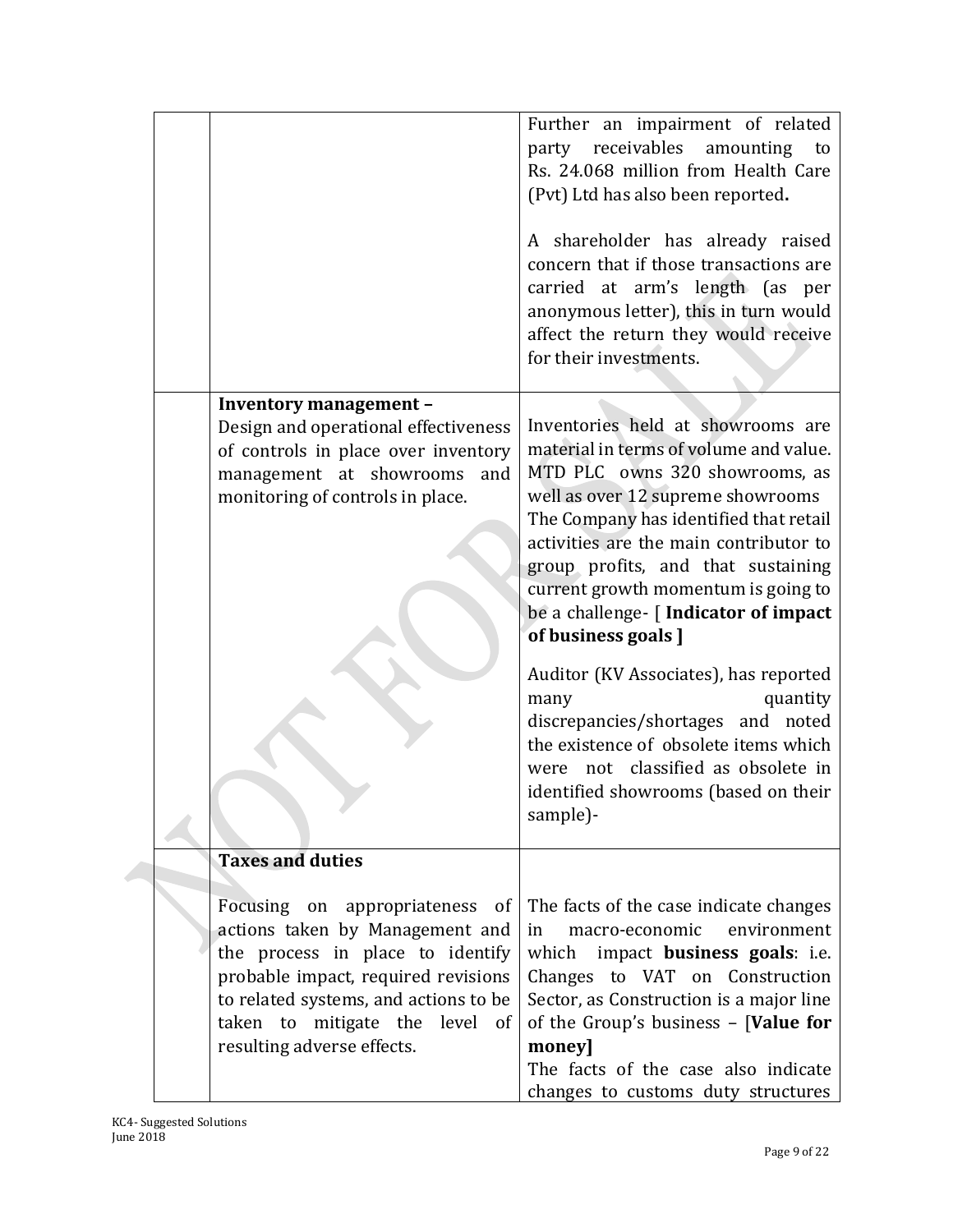| | | |
|---|---|---|
| | | Further an impairment of related party receivables amounting to Rs. 24.068 million from Health Care (Pvt) Ltd has also been reported**.**<br><br>A shareholder has already raised concern that if those transactions are carried at arm's length (as per anonymous letter), this in turn would affect the return they would receive for their investments. |
| | **Inventory management –**<br>Design and operational effectiveness of controls in place over inventory management at showrooms and monitoring of controls in place. | Inventories held at showrooms are material in terms of volume and value. MTD PLC owns 320 showrooms, as well as over 12 supreme showrooms<br>The Company has identified that retail activities are the main contributor to group profits, and that sustaining current growth momentum is going to be a challenge- [ **Indicator of impact of business goals ]**<br><br>Auditor (KV Associates), has reported many quantity discrepancies/shortages and noted the existence of obsolete items which were not classified as obsolete in identified showrooms (based on their sample)- |
| | **Taxes and duties**<br><br>Focusing on appropriateness of actions taken by Management and the process in place to identify probable impact, required revisions to related systems, and actions to be taken to mitigate the level of resulting adverse effects. | The facts of the case indicate changes in macro-economic environment which impact **business goals**: i.e. Changes to VAT on Construction Sector, as Construction is a major line of the Group's business – [**Value for money]**<br>The facts of the case also indicate changes to customs duty structures |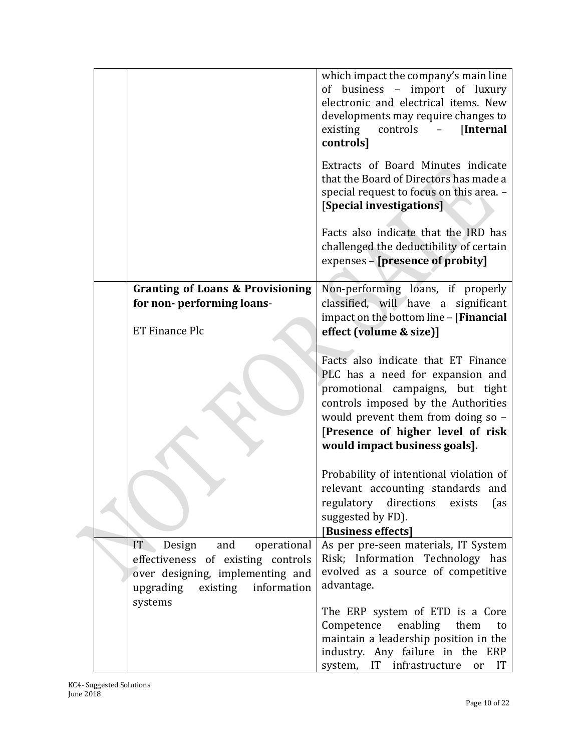| | | |
|---|---|---|
| | | which impact the company's main line of business – import of luxury electronic and electrical items. New developments may require changes to existing controls – **[Internal controls]**<br><br>Extracts of Board Minutes indicate that the Board of Directors has made a special request to focus on this area. – [**Special investigations]**<br><br>Facts also indicate that the IRD has challenged the deductibility of certain expenses – **[presence of probity]** |
| | **Granting of Loans & Provisioning for non- performing loans**-<br><br>ET Finance Plc | Non-performing loans, if properly classified, will have a significant impact on the bottom line – [**Financial effect (volume & size)]**<br><br>Facts also indicate that ET Finance PLC has a need for expansion and promotional campaigns, but tight controls imposed by the Authorities would prevent them from doing so – [**Presence of higher level of risk would impact business goals].**<br><br>Probability of intentional violation of relevant accounting standards and regulatory directions exists (as suggested by FD).<br>[**Business effects]** |
| | IT Design and operational effectiveness of existing controls over designing, implementing and upgrading existing information systems | As per pre-seen materials, IT System Risk; Information Technology has evolved as a source of competitive advantage.<br><br>The ERP system of ETD is a Core Competence enabling them to maintain a leadership position in the industry. Any failure in the ERP system, IT infrastructure or IT |

KC4- Suggested Solutions
June 2018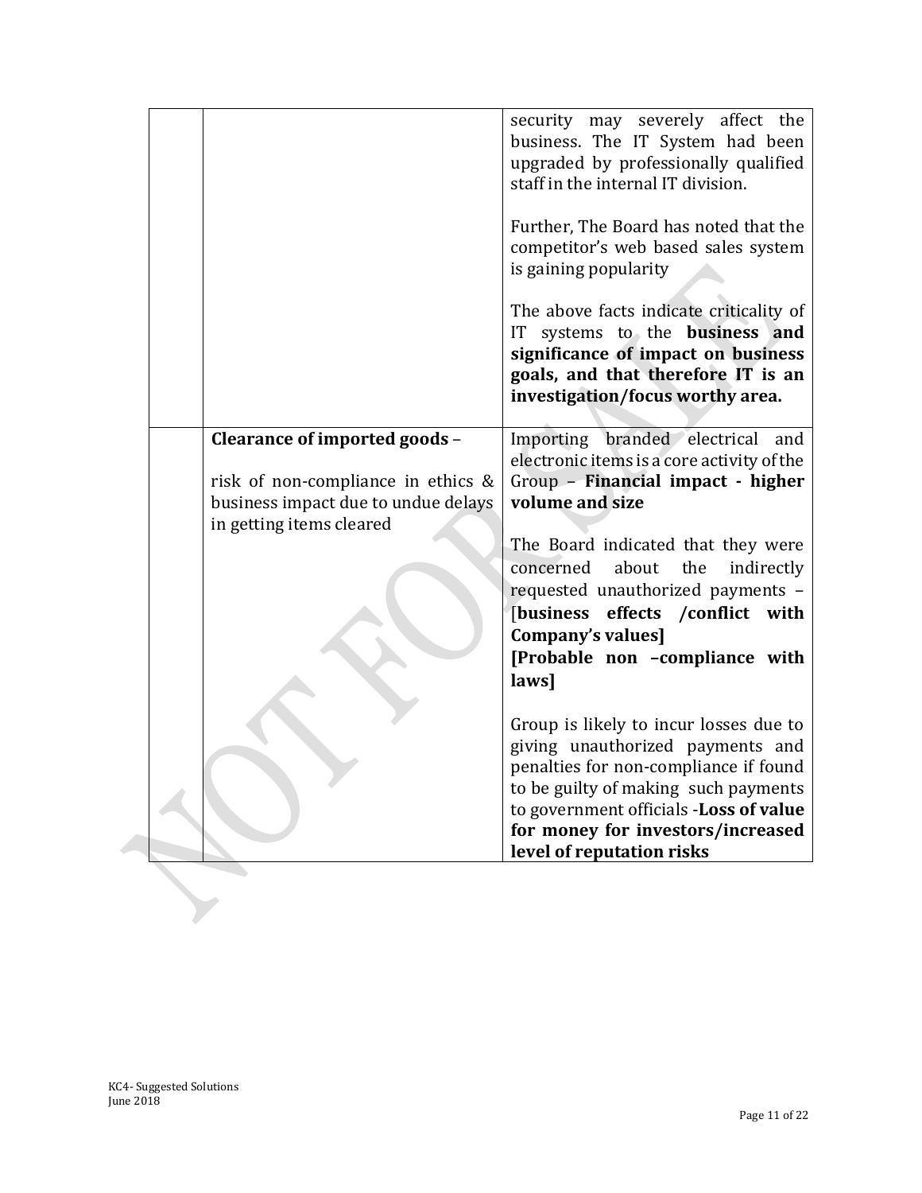| | | |
|---|---|---|
| | | security may severely affect the business. The IT System had been upgraded by professionally qualified staff in the internal IT division.<br><br>Further, The Board has noted that the competitor's web based sales system is gaining popularity<br><br>The above facts indicate criticality of IT systems to the **business and significance of impact on business goals, and that therefore IT is an investigation/focus worthy area.** |
| | **Clearance of imported goods** –<br><br>risk of non-compliance in ethics & business impact due to undue delays in getting items cleared | Importing branded electrical and electronic items is a core activity of the Group – **Financial impact - higher volume and size**<br><br>The Board indicated that they were concerned about the indirectly requested unauthorized payments – [**business effects /conflict with Company's values]**<br>**[Probable non –compliance with laws]**<br><br>Group is likely to incur losses due to giving unauthorized payments and penalties for non-compliance if found to be guilty of making such payments to government officials -**Loss of value for money for investors/increased level of reputation risks** |

KC4- Suggested Solutions
June 2018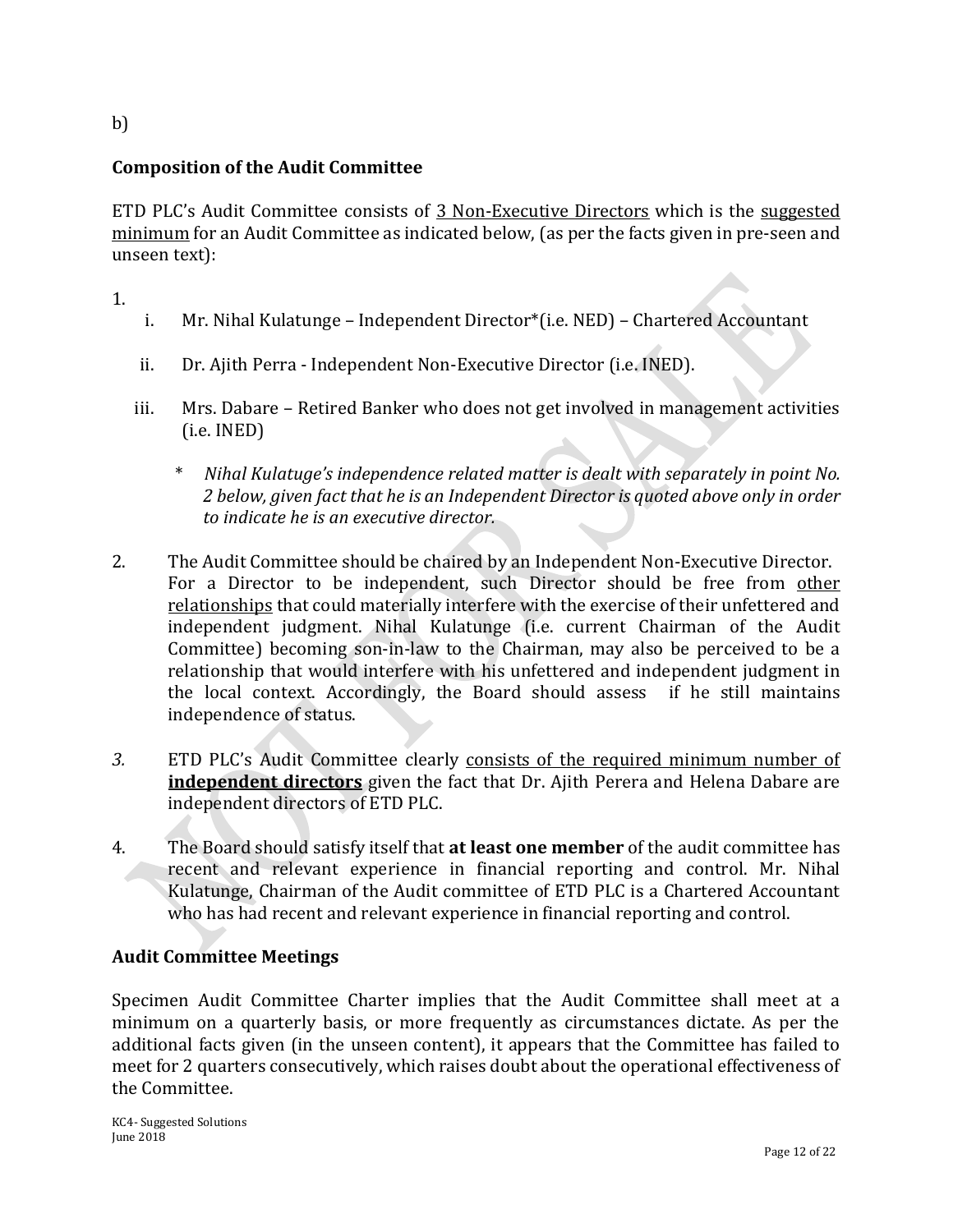b)

**Composition of the Audit Committee**

ETD PLC's Audit Committee consists of <u>3 Non-Executive Directors</u> which is the <u>suggested minimum</u> for an Audit Committee as indicated below, (as per the facts given in pre-seen and unseen text):

1.
   i. Mr. Nihal Kulatunge – Independent Director*(i.e. NED) – Chartered Accountant

   ii. Dr. Ajith Perra - Independent Non-Executive Director (i.e. INED).

   iii. Mrs. Dabare – Retired Banker who does not get involved in management activities (i.e. INED)

   * *Nihal Kulatuge's independence related matter is dealt with separately in point No. 2 below, given fact that he is an Independent Director is quoted above only in order to indicate he is an executive director.*

2. The Audit Committee should be chaired by an Independent Non-Executive Director. For a Director to be independent, such Director should be free from <u>other relationships</u> that could materially interfere with the exercise of their unfettered and independent judgment. Nihal Kulatunge (i.e. current Chairman of the Audit Committee) becoming son-in-law to the Chairman, may also be perceived to be a relationship that would interfere with his unfettered and independent judgment in the local context. Accordingly, the Board should assess if he still maintains independence of status.

*3.* ETD PLC's Audit Committee clearly <u>consists of the required minimum number of **independent directors**</u> given the fact that Dr. Ajith Perera and Helena Dabare are independent directors of ETD PLC.

4. The Board should satisfy itself that **at least one member** of the audit committee has recent and relevant experience in financial reporting and control. Mr. Nihal Kulatunge, Chairman of the Audit committee of ETD PLC is a Chartered Accountant who has had recent and relevant experience in financial reporting and control.

**Audit Committee Meetings**

Specimen Audit Committee Charter implies that the Audit Committee shall meet at a minimum on a quarterly basis, or more frequently as circumstances dictate. As per the additional facts given (in the unseen content), it appears that the Committee has failed to meet for 2 quarters consecutively, which raises doubt about the operational effectiveness of the Committee.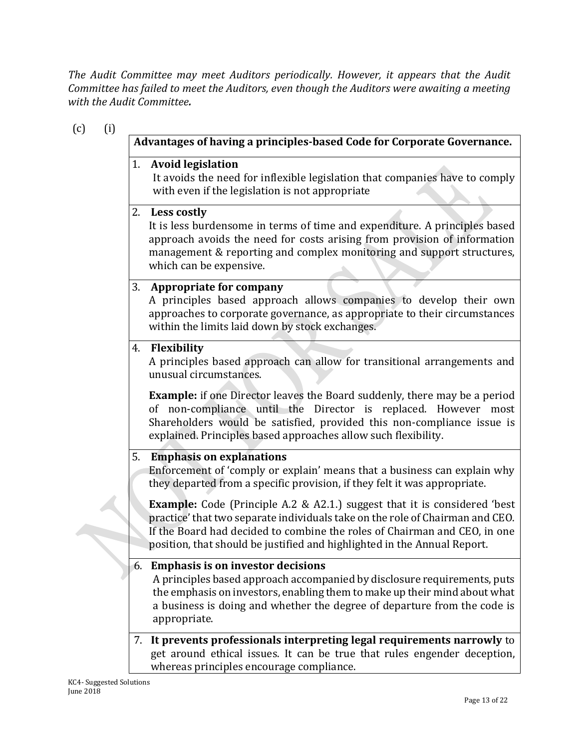*The Audit Committee may meet Auditors periodically. However, it appears that the Audit Committee has failed to meet the Auditors, even though the Auditors were awaiting a meeting with the Audit Committee.*

(c) (i)

| **Advantages of having a principles-based Code for Corporate Governance.** |
|---|
| 1. **Avoid legislation**<br>It avoids the need for inflexible legislation that companies have to comply with even if the legislation is not appropriate |
| 2. **Less costly**<br>It is less burdensome in terms of time and expenditure. A principles based approach avoids the need for costs arising from provision of information management & reporting and complex monitoring and support structures, which can be expensive. |
| 3. **Appropriate for company**<br>A principles based approach allows companies to develop their own approaches to corporate governance, as appropriate to their circumstances within the limits laid down by stock exchanges. |
| 4. **Flexibility**<br>A principles based approach can allow for transitional arrangements and unusual circumstances.<br><br>**Example:** if one Director leaves the Board suddenly, there may be a period of non-compliance until the Director is replaced. However most Shareholders would be satisfied, provided this non-compliance issue is explained. Principles based approaches allow such flexibility. |
| 5. **Emphasis on explanations**<br>Enforcement of 'comply or explain' means that a business can explain why they departed from a specific provision, if they felt it was appropriate.<br><br>**Example:** Code (Principle A.2 & A2.1.) suggest that it is considered 'best practice' that two separate individuals take on the role of Chairman and CEO. If the Board had decided to combine the roles of Chairman and CEO, in one position, that should be justified and highlighted in the Annual Report. |
| 6. **Emphasis is on investor decisions**<br>A principles based approach accompanied by disclosure requirements, puts the emphasis on investors, enabling them to make up their mind about what a business is doing and whether the degree of departure from the code is appropriate. |
| 7. **It prevents professionals interpreting legal requirements narrowly** to get around ethical issues. It can be true that rules engender deception, whereas principles encourage compliance. |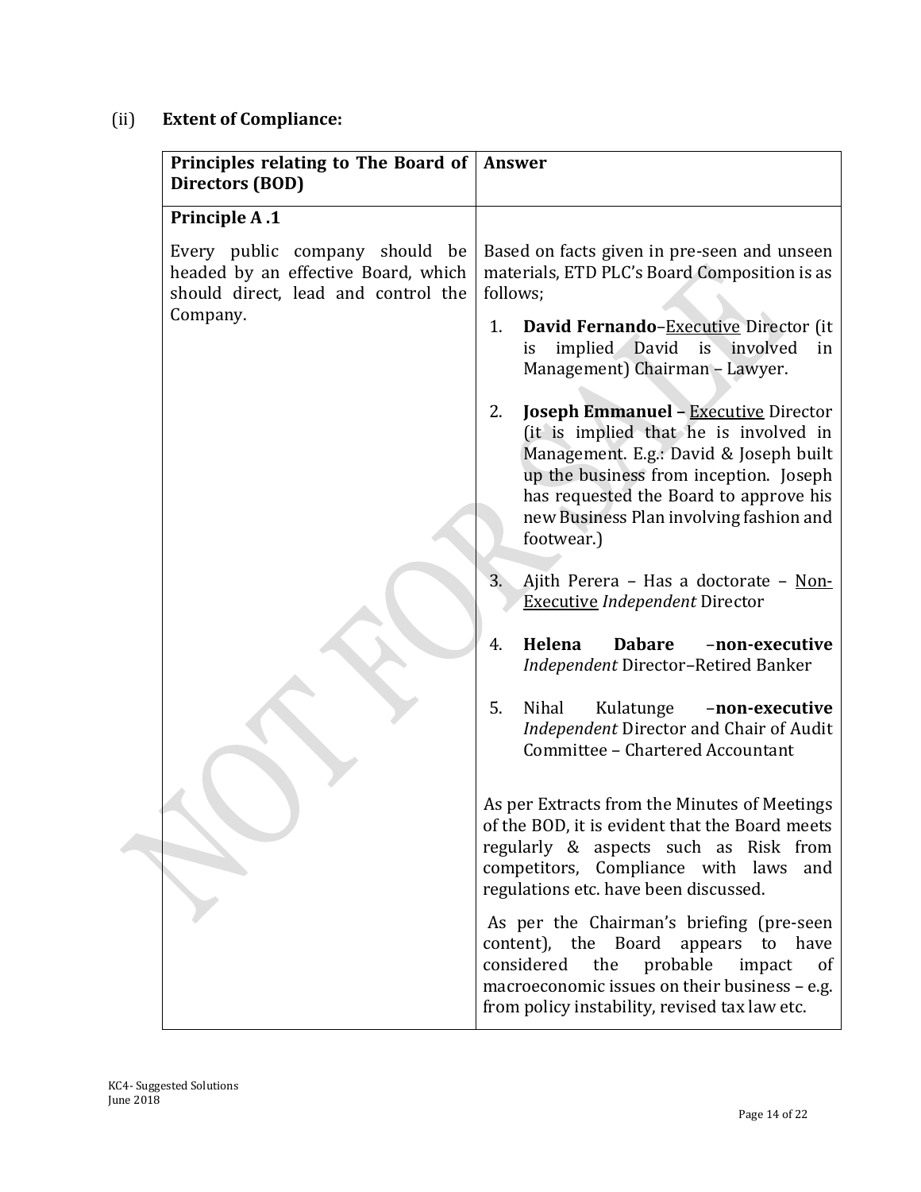(ii) **Extent of Compliance:**

| **Principles relating to The Board of Directors (BOD)** | **Answer** |
|---|---|
| **Principle A .1**<br><br>Every public company should be headed by an effective Board, which should direct, lead and control the Company. | Based on facts given in pre-seen and unseen materials, ETD PLC's Board Composition is as follows;<br><br>1. **David Fernando**–Executive Director (it is implied David is involved in Management) Chairman – Lawyer.<br><br>2. **Joseph Emmanuel –** Executive Director (it is implied that he is involved in Management. E.g.: David & Joseph built up the business from inception. Joseph has requested the Board to approve his new Business Plan involving fashion and footwear.)<br><br>3. Ajith Perera – Has a doctorate – Non-Executive *Independent* Director<br><br>4. **Helena Dabare –non-executive** *Independent* Director–Retired Banker<br><br>5. Nihal Kulatunge –**non-executive** *Independent* Director and Chair of Audit Committee – Chartered Accountant<br><br>As per Extracts from the Minutes of Meetings of the BOD, it is evident that the Board meets regularly & aspects such as Risk from competitors, Compliance with laws and regulations etc. have been discussed.<br><br>As per the Chairman's briefing (pre-seen content), the Board appears to have considered the probable impact of macroeconomic issues on their business – e.g. from policy instability, revised tax law etc. |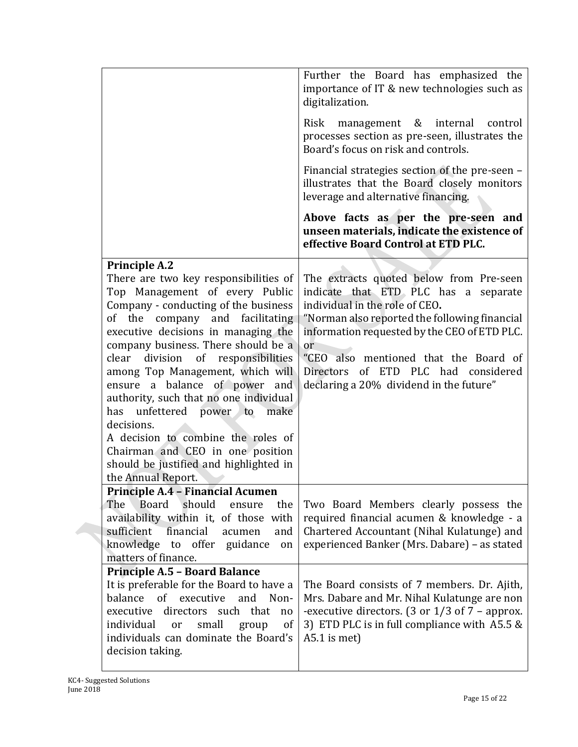| | |
|---|---|
| | Further the Board has emphasized the importance of IT & new technologies such as digitalization.<br><br>Risk management & internal control processes section as pre-seen, illustrates the Board's focus on risk and controls.<br><br>Financial strategies section of the pre-seen – illustrates that the Board closely monitors leverage and alternative financing.<br><br>**Above facts as per the pre-seen and unseen materials, indicate the existence of effective Board Control at ETD PLC.** |
| **Principle A.2**<br>There are two key responsibilities of Top Management of every Public Company - conducting of the business of the company and facilitating executive decisions in managing the company business. There should be a clear division of responsibilities among Top Management, which will ensure a balance of power and authority, such that no one individual has unfettered power to make decisions.<br>A decision to combine the roles of Chairman and CEO in one position should be justified and highlighted in the Annual Report. | The extracts quoted below from Pre-seen indicate that ETD PLC has a separate individual in the role of CEO**.**<br>"Norman also reported the following financial information requested by the CEO of ETD PLC.<br>or<br>"CEO also mentioned that the Board of Directors of ETD PLC had considered declaring a 20% dividend in the future" |
| **Principle A.4 – Financial Acumen**<br>The Board should ensure the availability within it, of those with sufficient financial acumen and knowledge to offer guidance on matters of finance. | Two Board Members clearly possess the required financial acumen & knowledge - a Chartered Accountant (Nihal Kulatunge) and experienced Banker (Mrs. Dabare) – as stated |
| **Principle A.5 – Board Balance**<br>It is preferable for the Board to have a balance of executive and Non-executive directors such that no individual or small group of individuals can dominate the Board's decision taking. | The Board consists of 7 members. Dr. Ajith, Mrs. Dabare and Mr. Nihal Kulatunge are non -executive directors. (3 or 1/3 of 7 – approx. 3) ETD PLC is in full compliance with A5.5 & A5.1 is met) |

KC4- Suggested Solutions
June 2018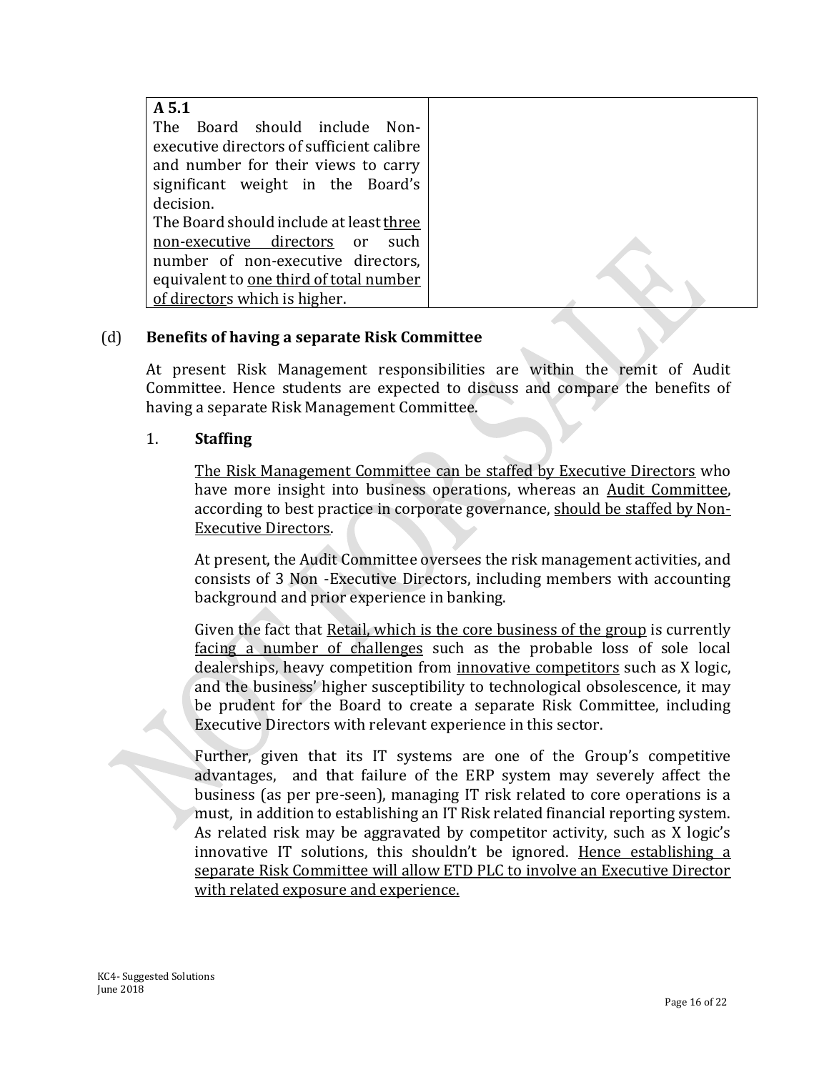| | |
|---|---|
| **A 5.1**<br>The Board should include Non-executive directors of sufficient calibre and number for their views to carry significant weight in the Board's decision.<br>The Board should include at least three non-executive directors or such number of non-executive directors, equivalent to one third of total number of directors which is higher. | |

(d) **Benefits of having a separate Risk Committee**

At present Risk Management responsibilities are within the remit of Audit Committee. Hence students are expected to discuss and compare the benefits of having a separate Risk Management Committee.

1. **Staffing**

The Risk Management Committee can be staffed by Executive Directors who have more insight into business operations, whereas an Audit Committee, according to best practice in corporate governance, should be staffed by Non-Executive Directors.

At present, the Audit Committee oversees the risk management activities, and consists of 3 Non -Executive Directors, including members with accounting background and prior experience in banking.

Given the fact that Retail, which is the core business of the group is currently facing a number of challenges such as the probable loss of sole local dealerships, heavy competition from innovative competitors such as X logic, and the business' higher susceptibility to technological obsolescence, it may be prudent for the Board to create a separate Risk Committee, including Executive Directors with relevant experience in this sector.

Further, given that its IT systems are one of the Group's competitive advantages, and that failure of the ERP system may severely affect the business (as per pre-seen), managing IT risk related to core operations is a must, in addition to establishing an IT Risk related financial reporting system. As related risk may be aggravated by competitor activity, such as X logic's innovative IT solutions, this shouldn't be ignored. Hence establishing a separate Risk Committee will allow ETD PLC to involve an Executive Director with related exposure and experience.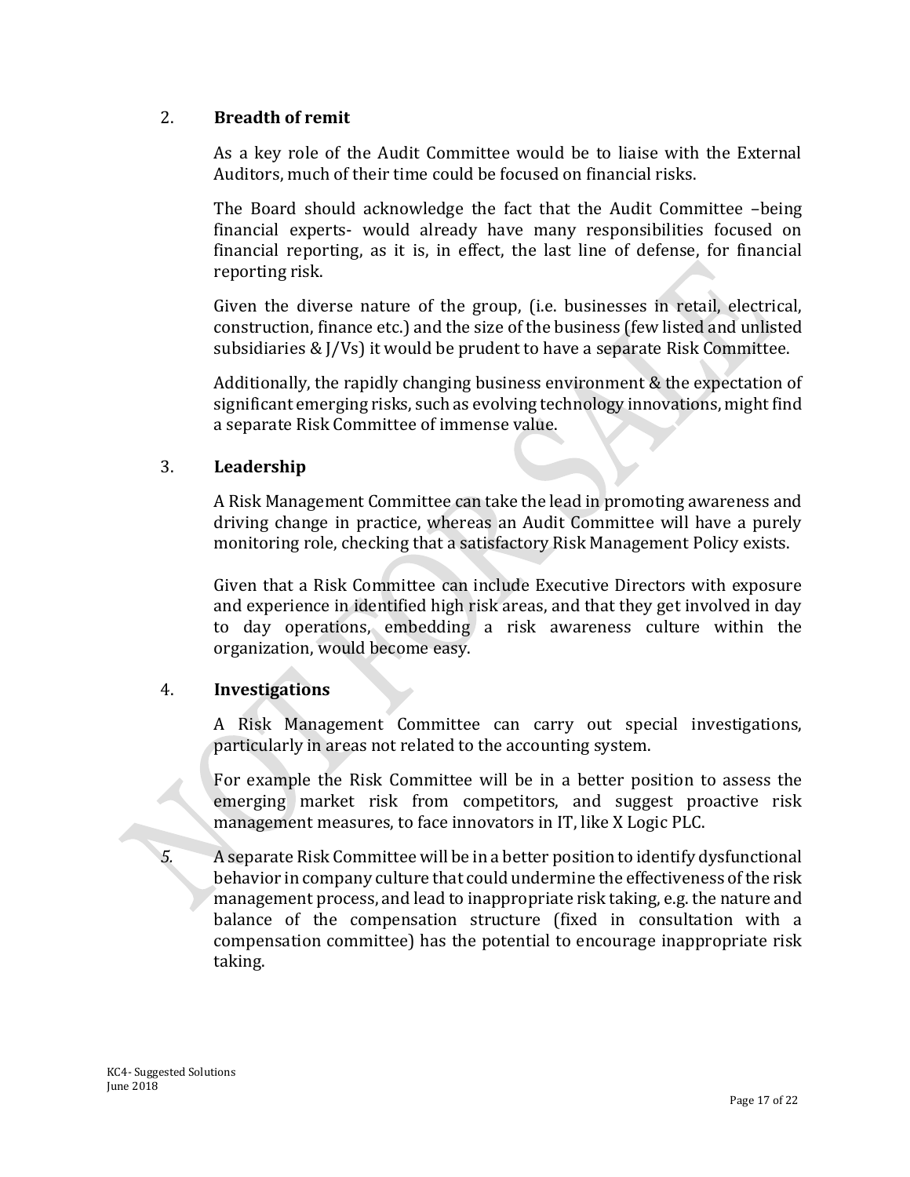2. **Breadth of remit**

   As a key role of the Audit Committee would be to liaise with the External Auditors, much of their time could be focused on financial risks.

   The Board should acknowledge the fact that the Audit Committee –being financial experts- would already have many responsibilities focused on financial reporting, as it is, in effect, the last line of defense, for financial reporting risk.

   Given the diverse nature of the group, (i.e. businesses in retail, electrical, construction, finance etc.) and the size of the business (few listed and unlisted subsidiaries & J/Vs) it would be prudent to have a separate Risk Committee.

   Additionally, the rapidly changing business environment & the expectation of significant emerging risks, such as evolving technology innovations, might find a separate Risk Committee of immense value.

3. **Leadership**

   A Risk Management Committee can take the lead in promoting awareness and driving change in practice, whereas an Audit Committee will have a purely monitoring role, checking that a satisfactory Risk Management Policy exists.

   Given that a Risk Committee can include Executive Directors with exposure and experience in identified high risk areas, and that they get involved in day to day operations, embedding a risk awareness culture within the organization, would become easy.

4. **Investigations**

   A Risk Management Committee can carry out special investigations, particularly in areas not related to the accounting system.

   For example the Risk Committee will be in a better position to assess the emerging market risk from competitors, and suggest proactive risk management measures, to face innovators in IT, like X Logic PLC.

5. A separate Risk Committee will be in a better position to identify dysfunctional behavior in company culture that could undermine the effectiveness of the risk management process, and lead to inappropriate risk taking, e.g. the nature and balance of the compensation structure (fixed in consultation with a compensation committee) has the potential to encourage inappropriate risk taking.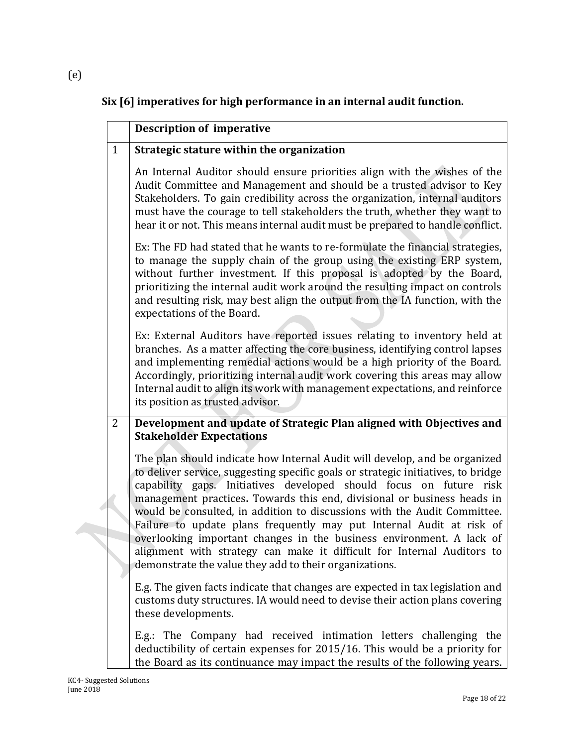(e)

**Six [6] imperatives for high performance in an internal audit function.**

| | **Description of imperative** |
|---|---|
| 1 | **Strategic stature within the organization**<br><br>An Internal Auditor should ensure priorities align with the wishes of the Audit Committee and Management and should be a trusted advisor to Key Stakeholders. To gain credibility across the organization, internal auditors must have the courage to tell stakeholders the truth, whether they want to hear it or not. This means internal audit must be prepared to handle conflict.<br><br>Ex: The FD had stated that he wants to re-formulate the financial strategies, to manage the supply chain of the group using the existing ERP system, without further investment. If this proposal is adopted by the Board, prioritizing the internal audit work around the resulting impact on controls and resulting risk, may best align the output from the IA function, with the expectations of the Board.<br><br>Ex: External Auditors have reported issues relating to inventory held at branches. As a matter affecting the core business, identifying control lapses and implementing remedial actions would be a high priority of the Board. Accordingly, prioritizing internal audit work covering this areas may allow Internal audit to align its work with management expectations, and reinforce its position as trusted advisor. |
| 2 | **Development and update of Strategic Plan aligned with Objectives and Stakeholder Expectations**<br><br>The plan should indicate how Internal Audit will develop, and be organized to deliver service, suggesting specific goals or strategic initiatives, to bridge capability gaps. Initiatives developed should focus on future risk management practices**.** Towards this end, divisional or business heads in would be consulted, in addition to discussions with the Audit Committee. Failure to update plans frequently may put Internal Audit at risk of overlooking important changes in the business environment. A lack of alignment with strategy can make it difficult for Internal Auditors to demonstrate the value they add to their organizations.<br><br>E.g. The given facts indicate that changes are expected in tax legislation and customs duty structures. IA would need to devise their action plans covering these developments.<br><br>E.g.: The Company had received intimation letters challenging the deductibility of certain expenses for 2015/16. This would be a priority for the Board as its continuance may impact the results of the following years. |

KC4- Suggested Solutions
June 2018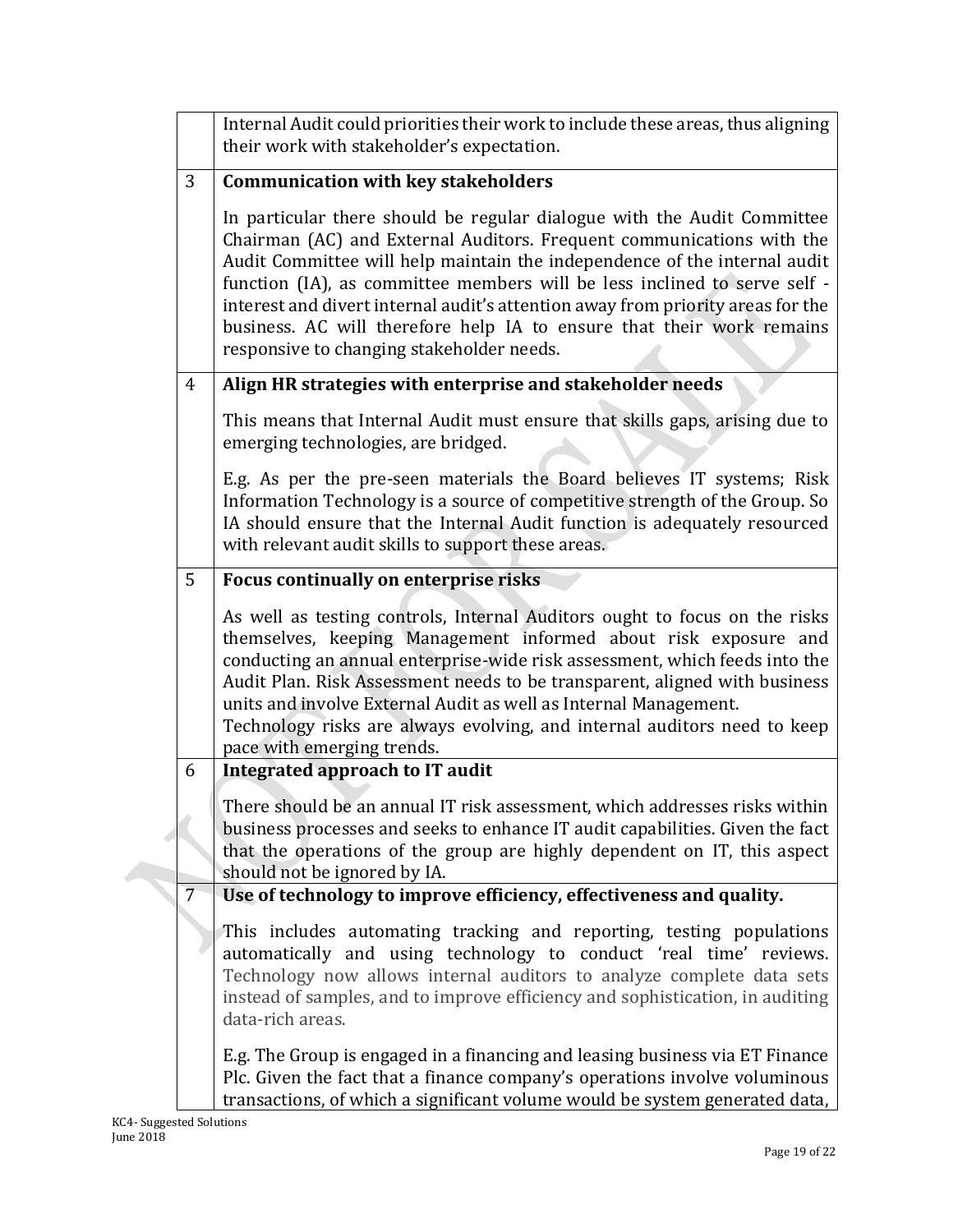| | |
|---|---|
| | Internal Audit could priorities their work to include these areas, thus aligning their work with stakeholder's expectation. |
| 3 | **Communication with key stakeholders**<br><br>In particular there should be regular dialogue with the Audit Committee Chairman (AC) and External Auditors. Frequent communications with the Audit Committee will help maintain the independence of the internal audit function (IA), as committee members will be less inclined to serve self - interest and divert internal audit's attention away from priority areas for the business. AC will therefore help IA to ensure that their work remains responsive to changing stakeholder needs. |
| 4 | **Align HR strategies with enterprise and stakeholder needs**<br><br>This means that Internal Audit must ensure that skills gaps, arising due to emerging technologies, are bridged.<br><br>E.g. As per the pre-seen materials the Board believes IT systems; Risk Information Technology is a source of competitive strength of the Group. So IA should ensure that the Internal Audit function is adequately resourced with relevant audit skills to support these areas. |
| 5 | **Focus continually on enterprise risks**<br><br>As well as testing controls, Internal Auditors ought to focus on the risks themselves, keeping Management informed about risk exposure and conducting an annual enterprise-wide risk assessment, which feeds into the Audit Plan. Risk Assessment needs to be transparent, aligned with business units and involve External Audit as well as Internal Management.<br>Technology risks are always evolving, and internal auditors need to keep pace with emerging trends. |
| 6 | **Integrated approach to IT audit**<br><br>There should be an annual IT risk assessment, which addresses risks within business processes and seeks to enhance IT audit capabilities. Given the fact that the operations of the group are highly dependent on IT, this aspect should not be ignored by IA. |
| 7 | **Use of technology to improve efficiency, effectiveness and quality.**<br><br>This includes automating tracking and reporting, testing populations automatically and using technology to conduct 'real time' reviews. Technology now allows internal auditors to analyze complete data sets instead of samples, and to improve efficiency and sophistication, in auditing data-rich areas.<br><br>E.g. The Group is engaged in a financing and leasing business via ET Finance Plc. Given the fact that a finance company's operations involve voluminous transactions, of which a significant volume would be system generated data, |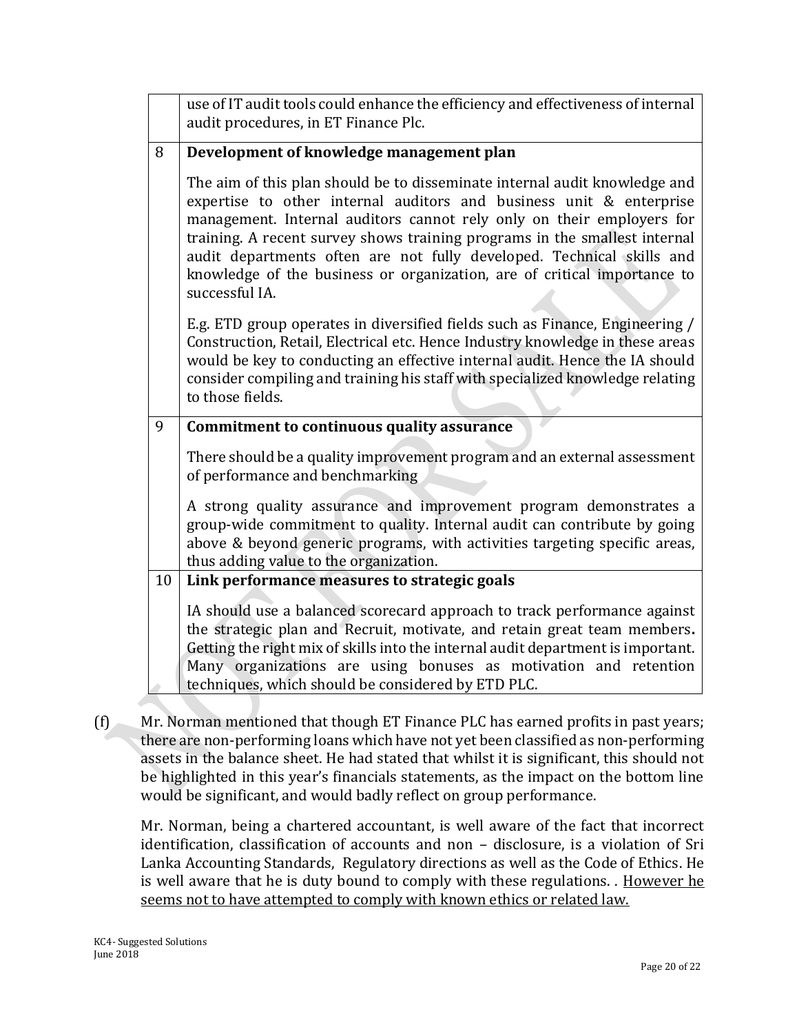| | |
|---|---|
| | use of IT audit tools could enhance the efficiency and effectiveness of internal audit procedures, in ET Finance Plc. |
| 8 | **Development of knowledge management plan**<br><br>The aim of this plan should be to disseminate internal audit knowledge and expertise to other internal auditors and business unit & enterprise management. Internal auditors cannot rely only on their employers for training. A recent survey shows training programs in the smallest internal audit departments often are not fully developed. Technical skills and knowledge of the business or organization, are of critical importance to successful IA.<br><br>E.g. ETD group operates in diversified fields such as Finance, Engineering / Construction, Retail, Electrical etc. Hence Industry knowledge in these areas would be key to conducting an effective internal audit. Hence the IA should consider compiling and training his staff with specialized knowledge relating to those fields. |
| 9 | **Commitment to continuous quality assurance**<br><br>There should be a quality improvement program and an external assessment of performance and benchmarking<br><br>A strong quality assurance and improvement program demonstrates a group-wide commitment to quality. Internal audit can contribute by going above & beyond generic programs, with activities targeting specific areas, thus adding value to the organization. |
| 10 | **Link performance measures to strategic goals**<br><br>IA should use a balanced scorecard approach to track performance against the strategic plan and Recruit, motivate, and retain great team members**.** Getting the right mix of skills into the internal audit department is important. Many organizations are using bonuses as motivation and retention techniques, which should be considered by ETD PLC. |

(f) Mr. Norman mentioned that though ET Finance PLC has earned profits in past years; there are non-performing loans which have not yet been classified as non-performing assets in the balance sheet. He had stated that whilst it is significant, this should not be highlighted in this year's financials statements, as the impact on the bottom line would be significant, and would badly reflect on group performance.

Mr. Norman, being a chartered accountant, is well aware of the fact that incorrect identification, classification of accounts and non – disclosure, is a violation of Sri Lanka Accounting Standards, Regulatory directions as well as the Code of Ethics. He is well aware that he is duty bound to comply with these regulations. . <u>However he seems not to have attempted to comply with known ethics or related law.</u>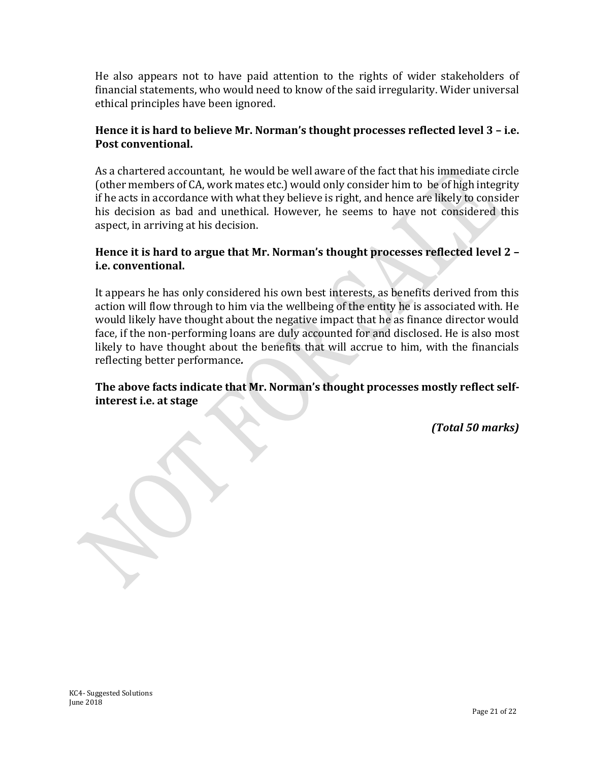He also appears not to have paid attention to the rights of wider stakeholders of financial statements, who would need to know of the said irregularity. Wider universal ethical principles have been ignored.

**Hence it is hard to believe Mr. Norman's thought processes reflected level 3 – i.e. Post conventional.**

As a chartered accountant, he would be well aware of the fact that his immediate circle (other members of CA, work mates etc.) would only consider him to be of high integrity if he acts in accordance with what they believe is right, and hence are likely to consider his decision as bad and unethical. However, he seems to have not considered this aspect, in arriving at his decision.

**Hence it is hard to argue that Mr. Norman's thought processes reflected level 2 – i.e. conventional.**

It appears he has only considered his own best interests, as benefits derived from this action will flow through to him via the wellbeing of the entity he is associated with. He would likely have thought about the negative impact that he as finance director would face, if the non-performing loans are duly accounted for and disclosed. He is also most likely to have thought about the benefits that will accrue to him, with the financials reflecting better performance**.**

**The above facts indicate that Mr. Norman's thought processes mostly reflect self-interest i.e. at stage**

***(Total 50 marks)***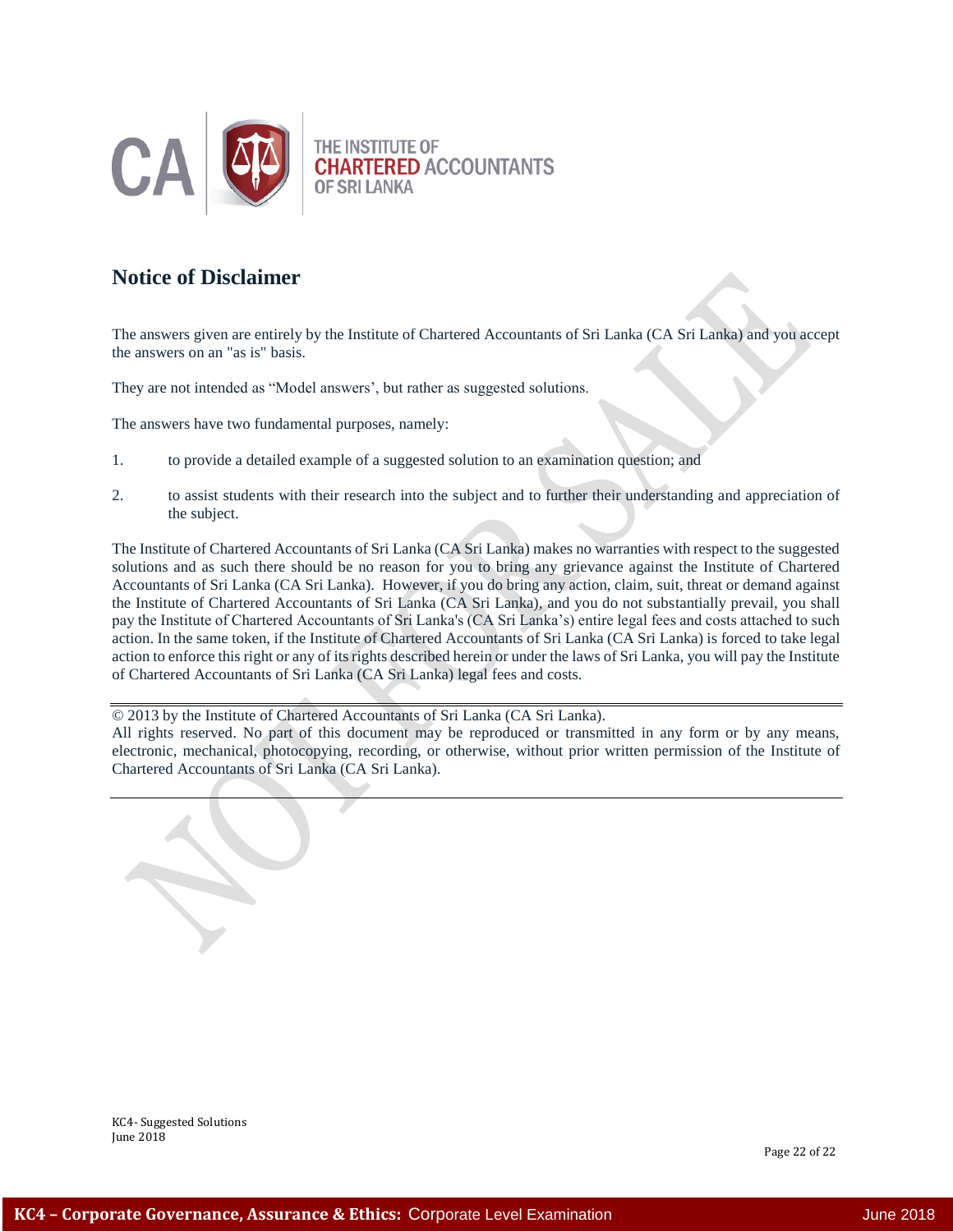## Notice of Disclaimer

The answers given are entirely by the Institute of Chartered Accountants of Sri Lanka (CA Sri Lanka) and you accept the answers on an "as is" basis.

They are not intended as "Model answers', but rather as suggested solutions.

The answers have two fundamental purposes, namely:

1. to provide a detailed example of a suggested solution to an examination question; and

2. to assist students with their research into the subject and to further their understanding and appreciation of the subject.

The Institute of Chartered Accountants of Sri Lanka (CA Sri Lanka) makes no warranties with respect to the suggested solutions and as such there should be no reason for you to bring any grievance against the Institute of Chartered Accountants of Sri Lanka (CA Sri Lanka). However, if you do bring any action, claim, suit, threat or demand against the Institute of Chartered Accountants of Sri Lanka (CA Sri Lanka), and you do not substantially prevail, you shall pay the Institute of Chartered Accountants of Sri Lanka's (CA Sri Lanka's) entire legal fees and costs attached to such action. In the same token, if the Institute of Chartered Accountants of Sri Lanka (CA Sri Lanka) is forced to take legal action to enforce this right or any of its rights described herein or under the laws of Sri Lanka, you will pay the Institute of Chartered Accountants of Sri Lanka (CA Sri Lanka) legal fees and costs.

---

© 2013 by the Institute of Chartered Accountants of Sri Lanka (CA Sri Lanka).
All rights reserved. No part of this document may be reproduced or transmitted in any form or by any means, electronic, mechanical, photocopying, recording, or otherwise, without prior written permission of the Institute of Chartered Accountants of Sri Lanka (CA Sri Lanka).

---